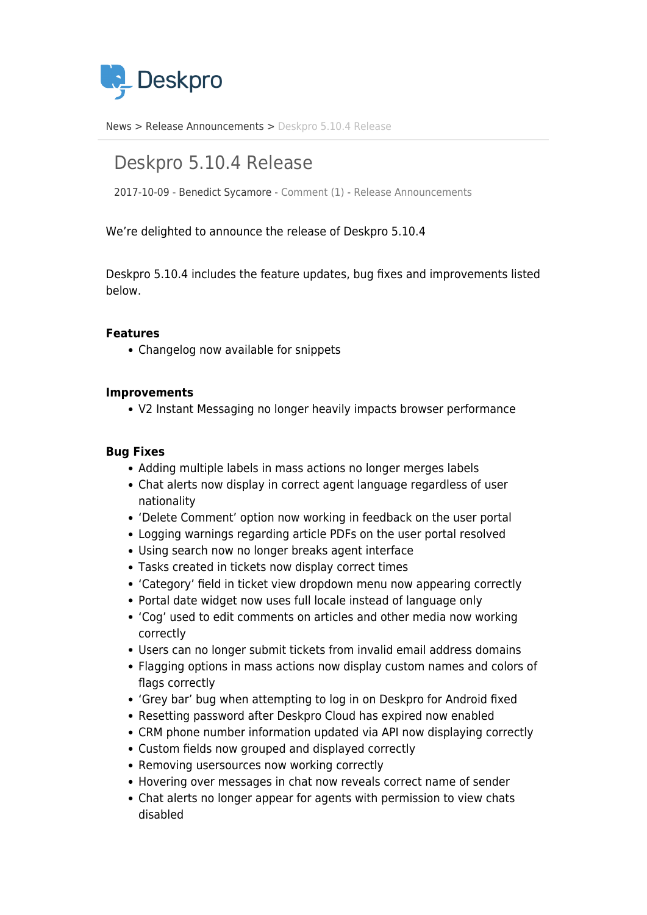News > Release Announcements > Deskpro 5.10.4 Release

# Deskpro 5.10.4 Release

2017-10-09 - Benedict Sycamore - Comment (1) - Release Announcements

We're delighted to announce the release of Deskpro 5.10.4

Deskpro 5.10.4 includes the feature updates, bug fixes and improvements listed below.

**Features**

- Changelog now available for snippets

**Improvements**

- V2 Instant Messaging no longer heavily impacts browser performance

**Bug Fixes**

- Adding multiple labels in mass actions no longer merges labels
- Chat alerts now display in correct agent language regardless of user nationality
- 'Delete Comment' option now working in feedback on the user portal
- Logging warnings regarding article PDFs on the user portal resolved
- Using search now no longer breaks agent interface
- Tasks created in tickets now display correct times
- 'Category' field in ticket view dropdown menu now appearing correctly
- Portal date widget now uses full locale instead of language only
- 'Cog' used to edit comments on articles and other media now working correctly
- Users can no longer submit tickets from invalid email address domains
- Flagging options in mass actions now display custom names and colors of flags correctly
- 'Grey bar' bug when attempting to log in on Deskpro for Android fixed
- Resetting password after Deskpro Cloud has expired now enabled
- CRM phone number information updated via API now displaying correctly
- Custom fields now grouped and displayed correctly
- Removing usersources now working correctly
- Hovering over messages in chat now reveals correct name of sender
- Chat alerts no longer appear for agents with permission to view chats disabled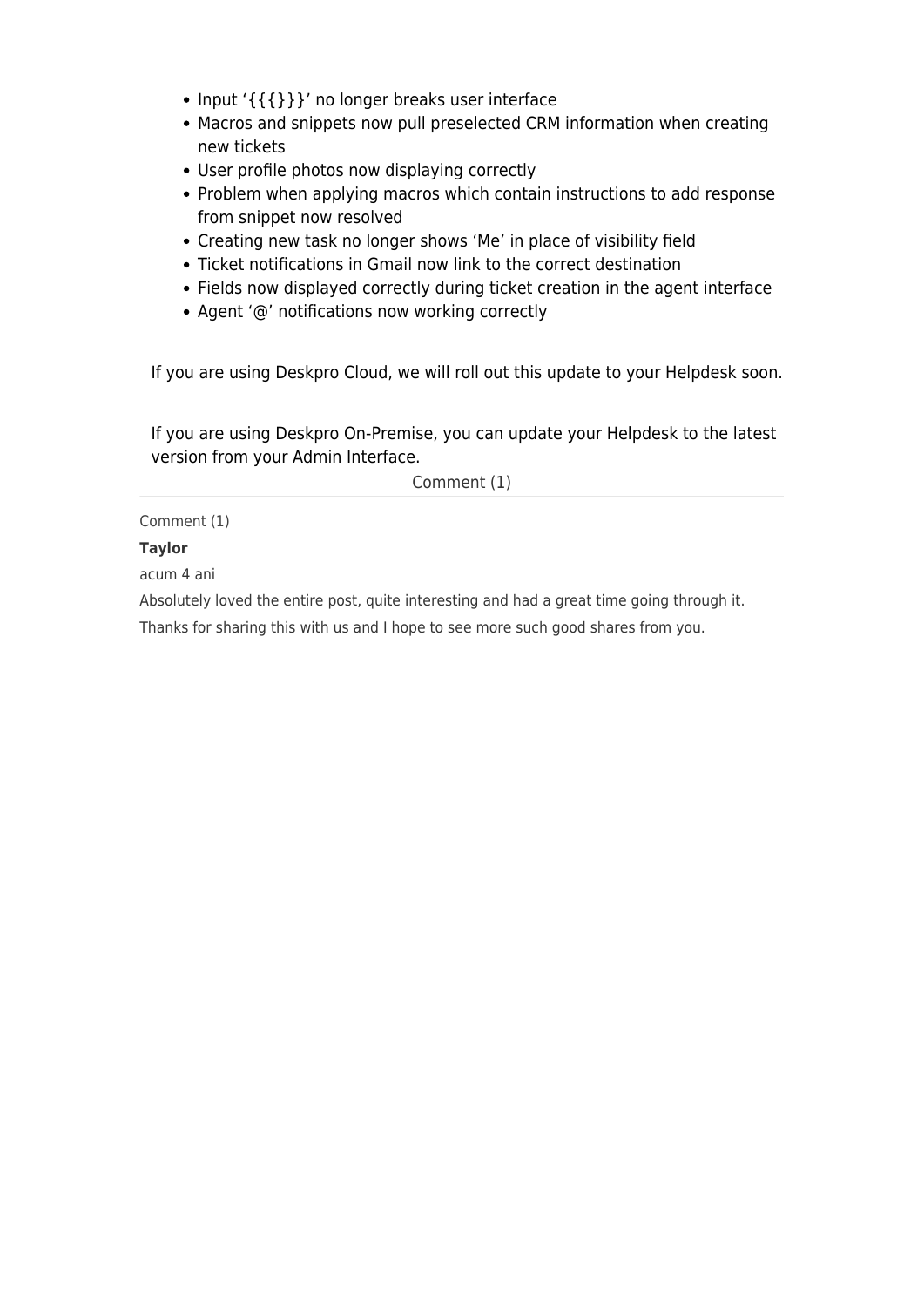- Input '{{{}}}' no longer breaks user interface
- Macros and snippets now pull preselected CRM information when creating new tickets
- User profile photos now displaying correctly
- Problem when applying macros which contain instructions to add response from snippet now resolved
- Creating new task no longer shows 'Me' in place of visibility field
- Ticket notifications in Gmail now link to the correct destination
- Fields now displayed correctly during ticket creation in the agent interface
- Agent '@' notifications now working correctly

If you are using Deskpro Cloud, we will roll out this update to your Helpdesk soon.

If you are using Deskpro On-Premise, you can update your Helpdesk to the latest version from your Admin Interface.

Comment (1)

Comment (1)

**Taylor**

acum 4 ani

Absolutely loved the entire post, quite interesting and had a great time going through it.

Thanks for sharing this with us and I hope to see more such good shares from you.